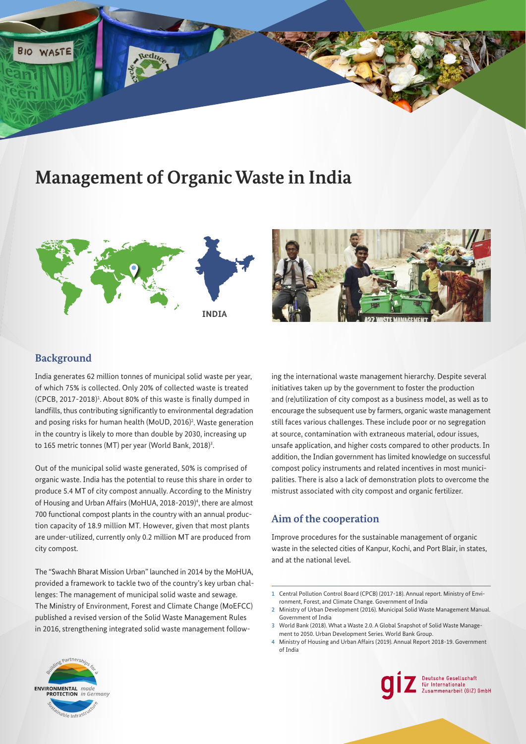# Management of Organic Waste in India

INDIA

## Background

India generates 62 million tonnes of municipal solid waste per year, of which 75% is collected. Only 20% of collected waste is treated (CPCB, 2017-2018)[1]. About 80% of this waste is finally dumped in landfills, thus contributing significantly to environmental degradation and posing risks for human health (MoUD, 2016)[2]. Waste generation in the country is likely to more than double by 2030, increasing up to 165 metric tonnes (MT) per year (World Bank, 2018)[3].

Out of the municipal solid waste generated, 50% is comprised of organic waste. India has the potential to reuse this share in order to produce 5.4 MT of city compost annually. According to the Ministry of Housing and Urban Affairs (MoHUA, 2018-2019)[4], there are almost 700 functional compost plants in the country with an annual production capacity of 18.9 million MT. However, given that most plants are under-utilized, currently only 0.2 million MT are produced from city compost.

The "Swachh Bharat Mission Urban" launched in 2014 by the MoHUA, provided a framework to tackle two of the country's key urban challenges: The management of municipal solid waste and sewage. The Ministry of Environment, Forest and Climate Change (MoEFCC) published a revised version of the Solid Waste Management Rules in 2016, strengthening integrated solid waste management following the international waste management hierarchy. Despite several initiatives taken up by the government to foster the production and (re)utilization of city compost as a business model, as well as to encourage the subsequent use by farmers, organic waste management still faces various challenges. These include poor or no segregation at source, contamination with extraneous material, odour issues, unsafe application, and higher costs compared to other products. In addition, the Indian government has limited knowledge on successful compost policy instruments and related incentives in most municipalities. There is also a lack of demonstration plots to overcome the mistrust associated with city compost and organic fertilizer.

## Aim of the cooperation

Improve procedures for the sustainable management of organic waste in the selected cities of Kanpur, Kochi, and Port Blair, in states, and at the national level.

---

1 Central Pollution Control Board (CPCB) (2017-18). Annual report. Ministry of Environment, Forest, and Climate Change. Government of India

2 Ministry of Urban Development (2016). Municipal Solid Waste Management Manual. Government of India

3 World Bank (2018). What a Waste 2.0. A Global Snapshot of Solid Waste Management to 2050. Urban Development Series. World Bank Group.

4 Ministry of Housing and Urban Affairs (2019). Annual Report 2018-19. Government of India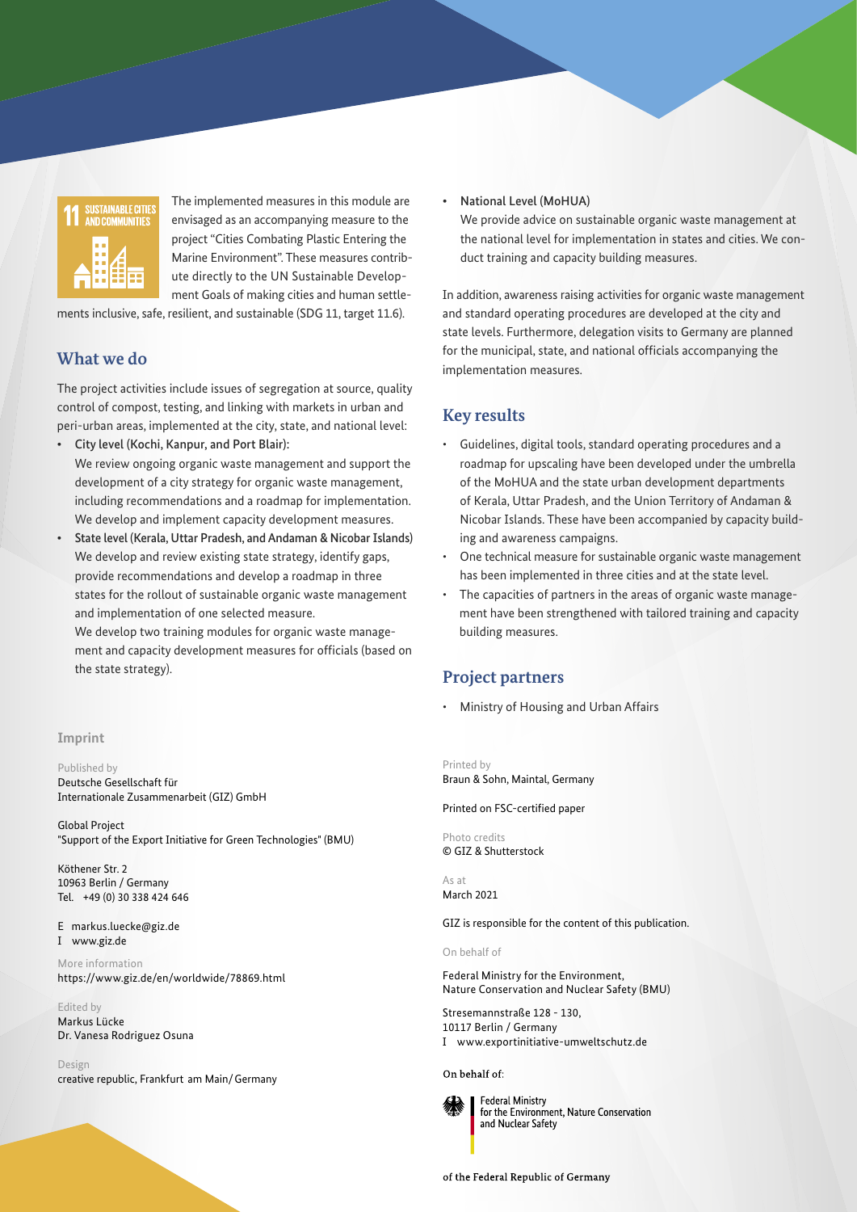The implemented measures in this module are envisaged as an accompanying measure to the project "Cities Combating Plastic Entering the Marine Environment". These measures contribute directly to the UN Sustainable Development Goals of making cities and human settlements inclusive, safe, resilient, and sustainable (SDG 11, target 11.6).

## What we do

The project activities include issues of segregation at source, quality control of compost, testing, and linking with markets in urban and peri-urban areas, implemented at the city, state, and national level:

- City level (Kochi, Kanpur, and Port Blair):
  We review ongoing organic waste management and support the development of a city strategy for organic waste management, including recommendations and a roadmap for implementation. We develop and implement capacity development measures.
- State level (Kerala, Uttar Pradesh, and Andaman & Nicobar Islands)
  We develop and review existing state strategy, identify gaps, provide recommendations and develop a roadmap in three states for the rollout of sustainable organic waste management and implementation of one selected measure.
  We develop two training modules for organic waste management and capacity development measures for officials (based on the state strategy).
- National Level (MoHUA)
  We provide advice on sustainable organic waste management at the national level for implementation in states and cities. We conduct training and capacity building measures.

In addition, awareness raising activities for organic waste management and standard operating procedures are developed at the city and state levels. Furthermore, delegation visits to Germany are planned for the municipal, state, and national officials accompanying the implementation measures.

## Key results

- Guidelines, digital tools, standard operating procedures and a roadmap for upscaling have been developed under the umbrella of the MoHUA and the state urban development departments of Kerala, Uttar Pradesh, and the Union Territory of Andaman & Nicobar Islands. These have been accompanied by capacity building and awareness campaigns.
- One technical measure for sustainable organic waste management has been implemented in three cities and at the state level.
- The capacities of partners in the areas of organic waste management have been strengthened with tailored training and capacity building measures.

## Project partners

- Ministry of Housing and Urban Affairs

### Imprint

Published by
Deutsche Gesellschaft für
Internationale Zusammenarbeit (GIZ) GmbH

Global Project
"Support of the Export Initiative for Green Technologies" (BMU)

Köthener Str. 2
10963 Berlin / Germany
Tel. +49 (0) 30 338 424 646

E markus.luecke@giz.de
I www.giz.de

More information
https://www.giz.de/en/worldwide/78869.html

Edited by
Markus Lücke
Dr. Vanesa Rodriguez Osuna

Design
creative republic, Frankfurt am Main/ Germany

Printed by
Braun & Sohn, Maintal, Germany

Printed on FSC-certified paper

Photo credits
© GIZ & Shutterstock

As at
March 2021

GIZ is responsible for the content of this publication.

On behalf of

Federal Ministry for the Environment,
Nature Conservation and Nuclear Safety (BMU)

Stresemannstraße 128 - 130,
10117 Berlin / Germany
I www.exportinitiative-umweltschutz.de

On behalf of:

Federal Ministry
for the Environment, Nature Conservation
and Nuclear Safety

of the Federal Republic of Germany